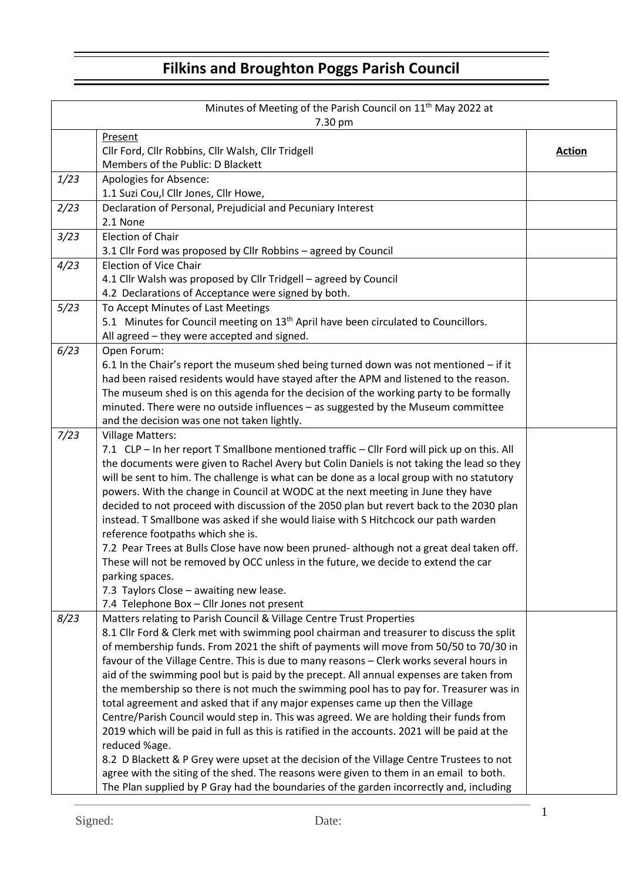# Filkins and Broughton Poggs Parish Council

| Minutes of Meeting of the Parish Council on 11th May 2022 at 7.30 pm | | |
|---|---|---|
| | Present<br>Cllr Ford, Cllr Robbins, Cllr Walsh, Cllr Tridgell<br>Members of the Public: D Blackett | **Action** |
| *1/23* | Apologies for Absence:<br>1.1 Suzi Cou,l Cllr Jones, Cllr Howe, | |
| *2/23* | Declaration of Personal, Prejudicial and Pecuniary Interest<br>2.1 None | |
| *3/23* | Election of Chair<br>3.1 Cllr Ford was proposed by Cllr Robbins – agreed by Council | |
| *4/23* | Election of Vice Chair<br>4.1 Cllr Walsh was proposed by Cllr Tridgell – agreed by Council<br>4.2 Declarations of Acceptance were signed by both. | |
| *5/23* | To Accept Minutes of Last Meetings<br>5.1 Minutes for Council meeting on 13th April have been circulated to Councillors.<br>All agreed – they were accepted and signed. | |
| *6/23* | Open Forum:<br>6.1 In the Chair's report the museum shed being turned down was not mentioned – if it had been raised residents would have stayed after the APM and listened to the reason. The museum shed is on this agenda for the decision of the working party to be formally minuted. There were no outside influences – as suggested by the Museum committee and the decision was one not taken lightly. | |
| *7/23* | Village Matters:<br>7.1 CLP – In her report T Smallbone mentioned traffic – Cllr Ford will pick up on this. All the documents were given to Rachel Avery but Colin Daniels is not taking the lead so they will be sent to him. The challenge is what can be done as a local group with no statutory powers. With the change in Council at WODC at the next meeting in June they have decided to not proceed with discussion of the 2050 plan but revert back to the 2030 plan instead. T Smallbone was asked if she would liaise with S Hitchcock our path warden reference footpaths which she is.<br>7.2 Pear Trees at Bulls Close have now been pruned- although not a great deal taken off. These will not be removed by OCC unless in the future, we decide to extend the car parking spaces.<br>7.3 Taylors Close – awaiting new lease.<br>7.4 Telephone Box – Cllr Jones not present | |
| *8/23* | Matters relating to Parish Council & Village Centre Trust Properties<br>8.1 Cllr Ford & Clerk met with swimming pool chairman and treasurer to discuss the split of membership funds. From 2021 the shift of payments will move from 50/50 to 70/30 in favour of the Village Centre. This is due to many reasons – Clerk works several hours in aid of the swimming pool but is paid by the precept. All annual expenses are taken from the membership so there is not much the swimming pool has to pay for. Treasurer was in total agreement and asked that if any major expenses came up then the Village Centre/Parish Council would step in. This was agreed. We are holding their funds from 2019 which will be paid in full as this is ratified in the accounts. 2021 will be paid at the reduced %age.<br>8.2 D Blackett & P Grey were upset at the decision of the Village Centre Trustees to not agree with the siting of the shed. The reasons were given to them in an email to both. The Plan supplied by P Gray had the boundaries of the garden incorrectly and, including | |

Signed: Date: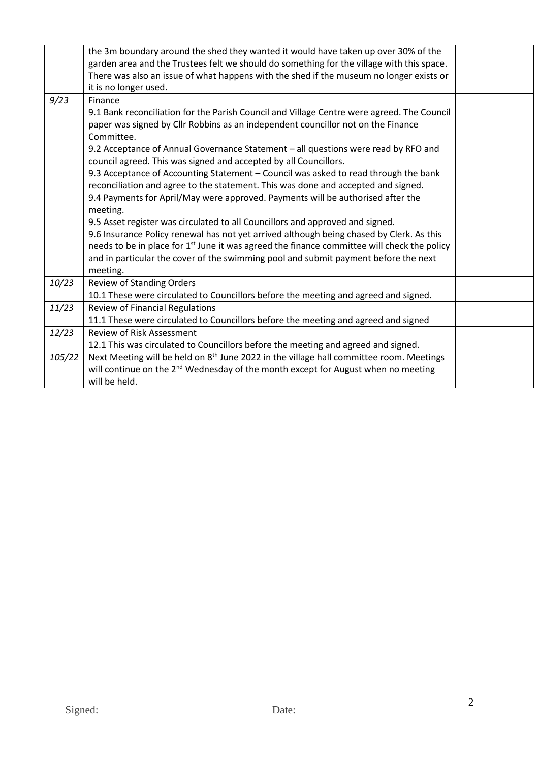| | | |
|---|---|---|
| | the 3m boundary around the shed they wanted it would have taken up over 30% of the garden area and the Trustees felt we should do something for the village with this space. There was also an issue of what happens with the shed if the museum no longer exists or it is no longer used. | |
| *9/23* | Finance<br>9.1 Bank reconciliation for the Parish Council and Village Centre were agreed. The Council paper was signed by Cllr Robbins as an independent councillor not on the Finance Committee.<br>9.2 Acceptance of Annual Governance Statement – all questions were read by RFO and council agreed. This was signed and accepted by all Councillors.<br>9.3 Acceptance of Accounting Statement – Council was asked to read through the bank reconciliation and agree to the statement. This was done and accepted and signed.<br>9.4 Payments for April/May were approved. Payments will be authorised after the meeting.<br>9.5 Asset register was circulated to all Councillors and approved and signed.<br>9.6 Insurance Policy renewal has not yet arrived although being chased by Clerk. As this needs to be in place for 1st June it was agreed the finance committee will check the policy and in particular the cover of the swimming pool and submit payment before the next meeting. | |
| *10/23* | Review of Standing Orders<br>10.1 These were circulated to Councillors before the meeting and agreed and signed. | |
| *11/23* | Review of Financial Regulations<br>11.1 These were circulated to Councillors before the meeting and agreed and signed | |
| *12/23* | Review of Risk Assessment<br>12.1 This was circulated to Councillors before the meeting and agreed and signed. | |
| *105/22* | Next Meeting will be held on 8th June 2022 in the village hall committee room. Meetings will continue on the 2nd Wednesday of the month except for August when no meeting will be held. | |

Signed: Date: